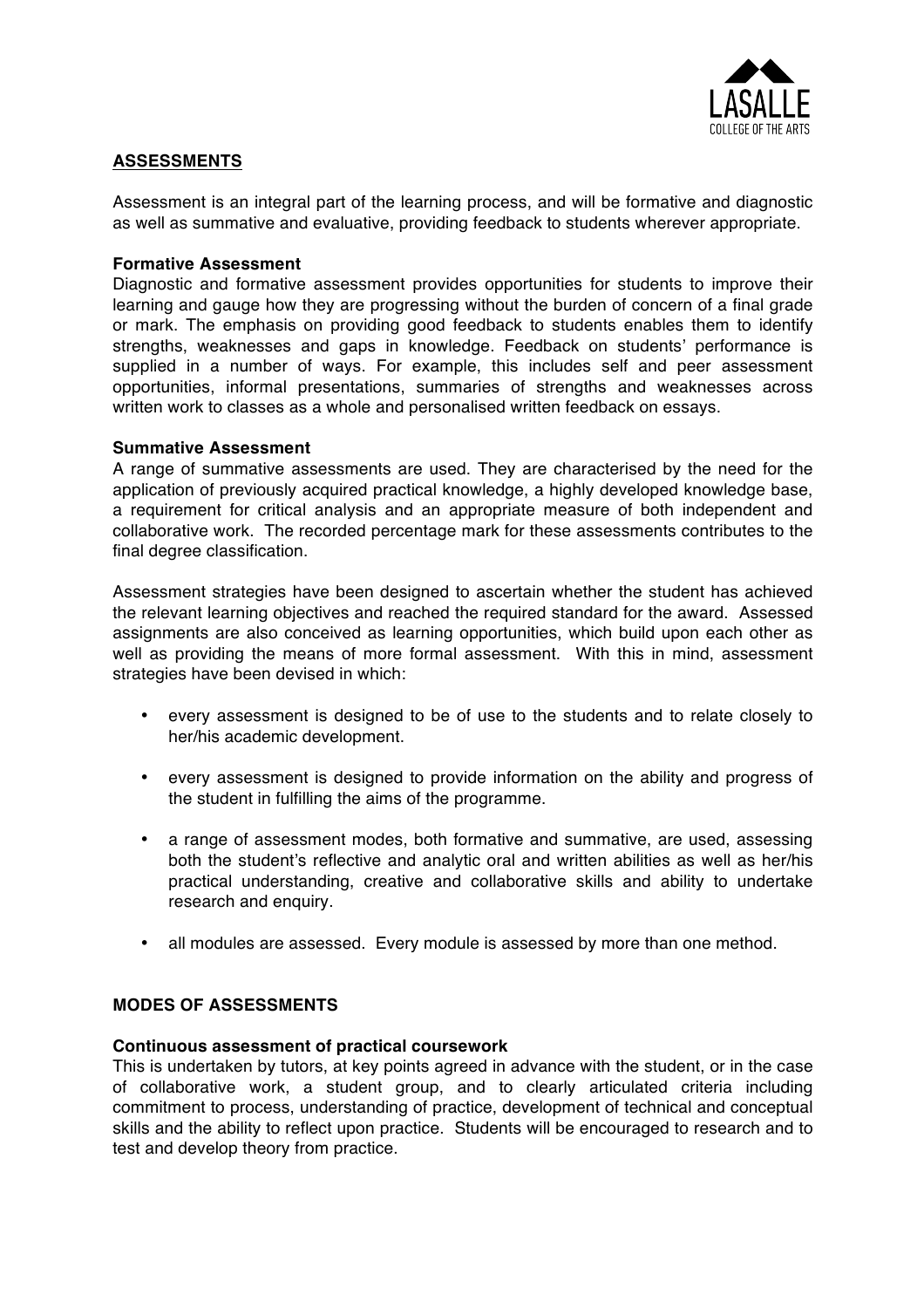## ASSESSMENTS

Assessment is an integral part of the learning process, and will be formative and diagnostic as well as summative and evaluative, providing feedback to students wherever appropriate.

### Formative Assessment

Diagnostic and formative assessment provides opportunities for students to improve their learning and gauge how they are progressing without the burden of concern of a final grade or mark. The emphasis on providing good feedback to students enables them to identify strengths, weaknesses and gaps in knowledge. Feedback on students' performance is supplied in a number of ways. For example, this includes self and peer assessment opportunities, informal presentations, summaries of strengths and weaknesses across written work to classes as a whole and personalised written feedback on essays.

### Summative Assessment

A range of summative assessments are used. They are characterised by the need for the application of previously acquired practical knowledge, a highly developed knowledge base, a requirement for critical analysis and an appropriate measure of both independent and collaborative work. The recorded percentage mark for these assessments contributes to the final degree classification.

Assessment strategies have been designed to ascertain whether the student has achieved the relevant learning objectives and reached the required standard for the award. Assessed assignments are also conceived as learning opportunities, which build upon each other as well as providing the means of more formal assessment. With this in mind, assessment strategies have been devised in which:

- every assessment is designed to be of use to the students and to relate closely to her/his academic development.
- every assessment is designed to provide information on the ability and progress of the student in fulfilling the aims of the programme.
- a range of assessment modes, both formative and summative, are used, assessing both the student's reflective and analytic oral and written abilities as well as her/his practical understanding, creative and collaborative skills and ability to undertake research and enquiry.
- all modules are assessed. Every module is assessed by more than one method.

## MODES OF ASSESSMENTS

### Continuous assessment of practical coursework

This is undertaken by tutors, at key points agreed in advance with the student, or in the case of collaborative work, a student group, and to clearly articulated criteria including commitment to process, understanding of practice, development of technical and conceptual skills and the ability to reflect upon practice. Students will be encouraged to research and to test and develop theory from practice.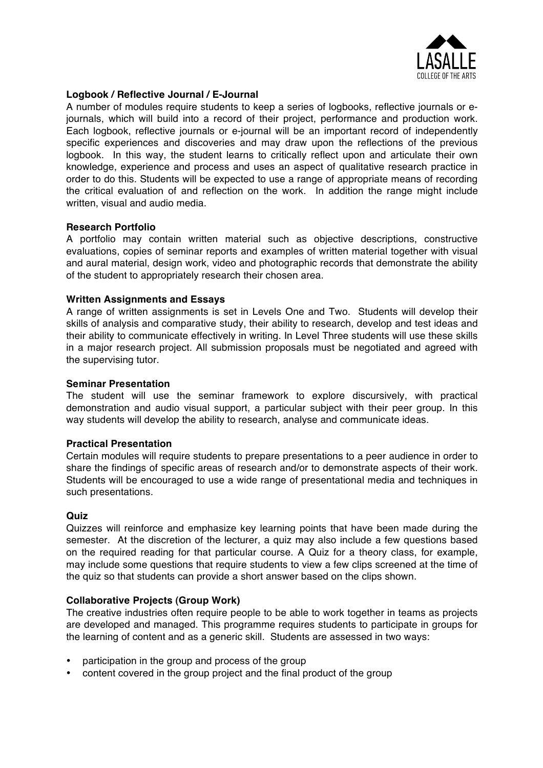**Logbook / Reflective Journal / E-Journal**

A number of modules require students to keep a series of logbooks, reflective journals or e-journals, which will build into a record of their project, performance and production work. Each logbook, reflective journals or e-journal will be an important record of independently specific experiences and discoveries and may draw upon the reflections of the previous logbook. In this way, the student learns to critically reflect upon and articulate their own knowledge, experience and process and uses an aspect of qualitative research practice in order to do this. Students will be expected to use a range of appropriate means of recording the critical evaluation of and reflection on the work. In addition the range might include written, visual and audio media.

**Research Portfolio**

A portfolio may contain written material such as objective descriptions, constructive evaluations, copies of seminar reports and examples of written material together with visual and aural material, design work, video and photographic records that demonstrate the ability of the student to appropriately research their chosen area.

**Written Assignments and Essays**

A range of written assignments is set in Levels One and Two. Students will develop their skills of analysis and comparative study, their ability to research, develop and test ideas and their ability to communicate effectively in writing. In Level Three students will use these skills in a major research project. All submission proposals must be negotiated and agreed with the supervising tutor.

**Seminar Presentation**

The student will use the seminar framework to explore discursively, with practical demonstration and audio visual support, a particular subject with their peer group. In this way students will develop the ability to research, analyse and communicate ideas.

**Practical Presentation**

Certain modules will require students to prepare presentations to a peer audience in order to share the findings of specific areas of research and/or to demonstrate aspects of their work. Students will be encouraged to use a wide range of presentational media and techniques in such presentations.

**Quiz**

Quizzes will reinforce and emphasize key learning points that have been made during the semester. At the discretion of the lecturer, a quiz may also include a few questions based on the required reading for that particular course. A Quiz for a theory class, for example, may include some questions that require students to view a few clips screened at the time of the quiz so that students can provide a short answer based on the clips shown.

**Collaborative Projects (Group Work)**

The creative industries often require people to be able to work together in teams as projects are developed and managed. This programme requires students to participate in groups for the learning of content and as a generic skill. Students are assessed in two ways:

- participation in the group and process of the group
- content covered in the group project and the final product of the group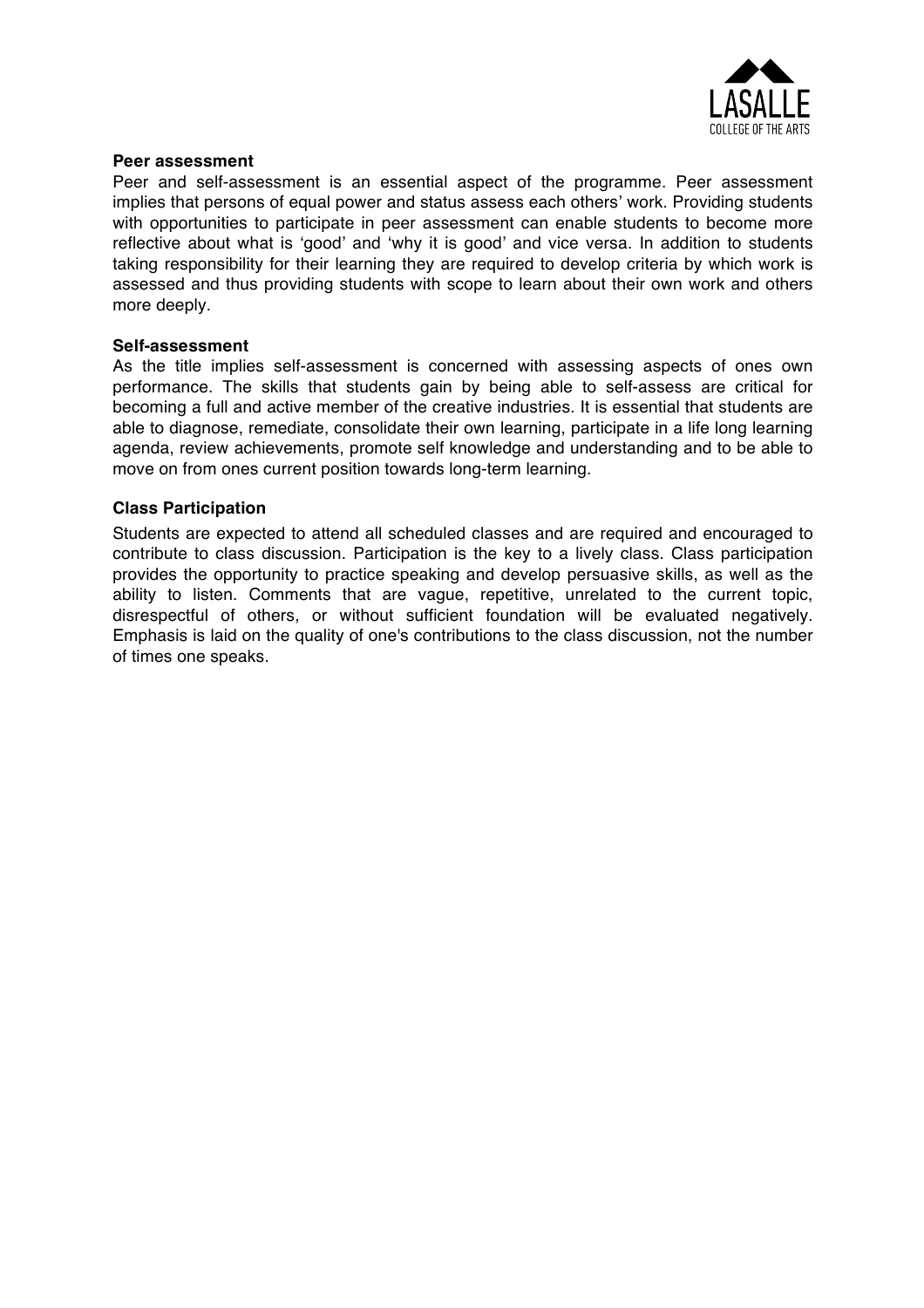**Peer assessment**

Peer and self-assessment is an essential aspect of the programme. Peer assessment implies that persons of equal power and status assess each others' work. Providing students with opportunities to participate in peer assessment can enable students to become more reflective about what is 'good' and 'why it is good' and vice versa. In addition to students taking responsibility for their learning they are required to develop criteria by which work is assessed and thus providing students with scope to learn about their own work and others more deeply.

**Self-assessment**

As the title implies self-assessment is concerned with assessing aspects of ones own performance. The skills that students gain by being able to self-assess are critical for becoming a full and active member of the creative industries. It is essential that students are able to diagnose, remediate, consolidate their own learning, participate in a life long learning agenda, review achievements, promote self knowledge and understanding and to be able to move on from ones current position towards long-term learning.

**Class Participation**

Students are expected to attend all scheduled classes and are required and encouraged to contribute to class discussion. Participation is the key to a lively class. Class participation provides the opportunity to practice speaking and develop persuasive skills, as well as the ability to listen. Comments that are vague, repetitive, unrelated to the current topic, disrespectful of others, or without sufficient foundation will be evaluated negatively. Emphasis is laid on the quality of one's contributions to the class discussion, not the number of times one speaks.